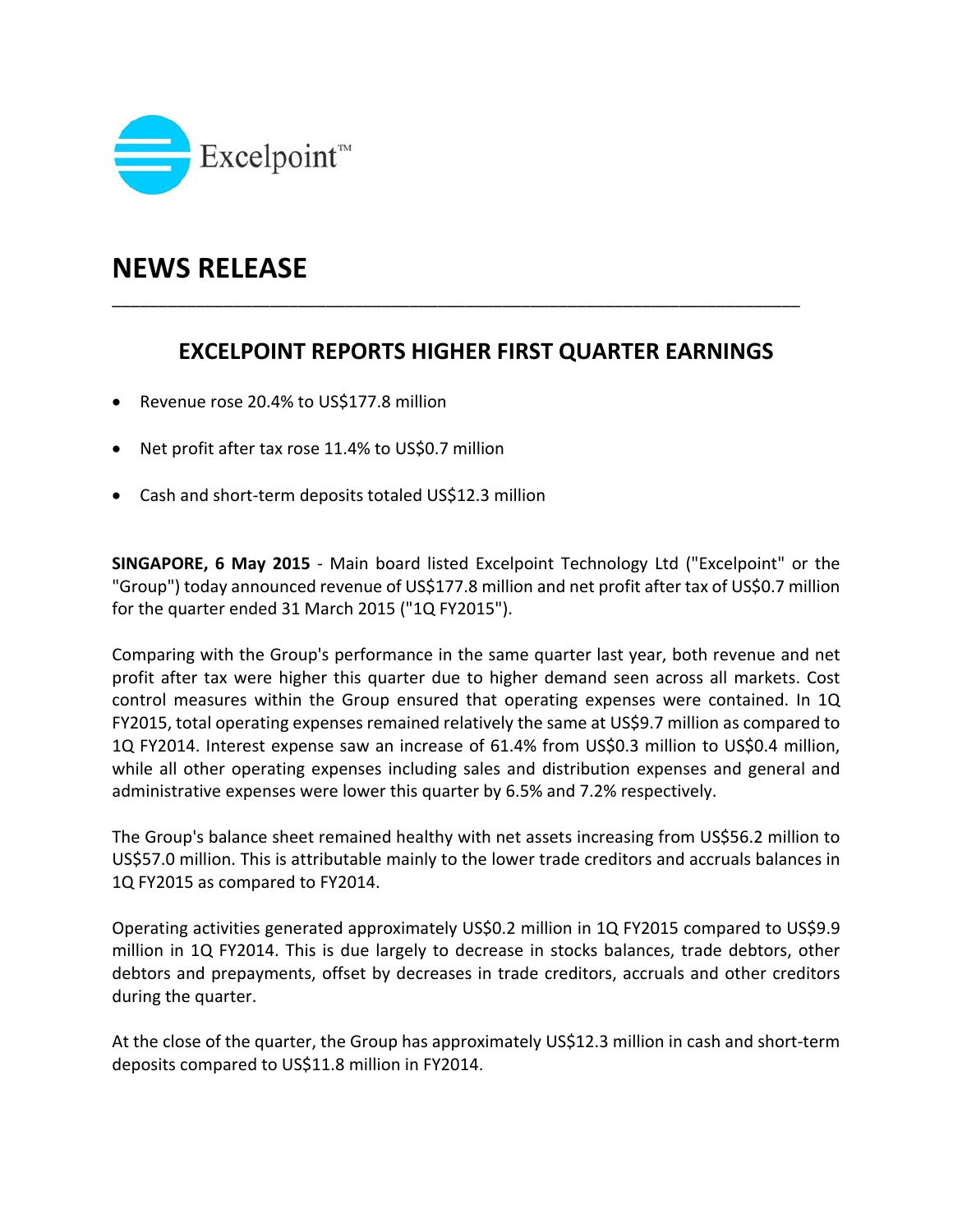Excelpoint™

# NEWS RELEASE

---

## EXCELPOINT REPORTS HIGHER FIRST QUARTER EARNINGS

- Revenue rose 20.4% to US$177.8 million
- Net profit after tax rose 11.4% to US$0.7 million
- Cash and short-term deposits totaled US$12.3 million

**SINGAPORE, 6 May 2015** - Main board listed Excelpoint Technology Ltd ("Excelpoint" or the "Group") today announced revenue of US$177.8 million and net profit after tax of US$0.7 million for the quarter ended 31 March 2015 ("1Q FY2015").

Comparing with the Group's performance in the same quarter last year, both revenue and net profit after tax were higher this quarter due to higher demand seen across all markets. Cost control measures within the Group ensured that operating expenses were contained. In 1Q FY2015, total operating expenses remained relatively the same at US$9.7 million as compared to 1Q FY2014. Interest expense saw an increase of 61.4% from US$0.3 million to US$0.4 million, while all other operating expenses including sales and distribution expenses and general and administrative expenses were lower this quarter by 6.5% and 7.2% respectively.

The Group's balance sheet remained healthy with net assets increasing from US$56.2 million to US$57.0 million. This is attributable mainly to the lower trade creditors and accruals balances in 1Q FY2015 as compared to FY2014.

Operating activities generated approximately US$0.2 million in 1Q FY2015 compared to US$9.9 million in 1Q FY2014. This is due largely to decrease in stocks balances, trade debtors, other debtors and prepayments, offset by decreases in trade creditors, accruals and other creditors during the quarter.

At the close of the quarter, the Group has approximately US$12.3 million in cash and short-term deposits compared to US$11.8 million in FY2014.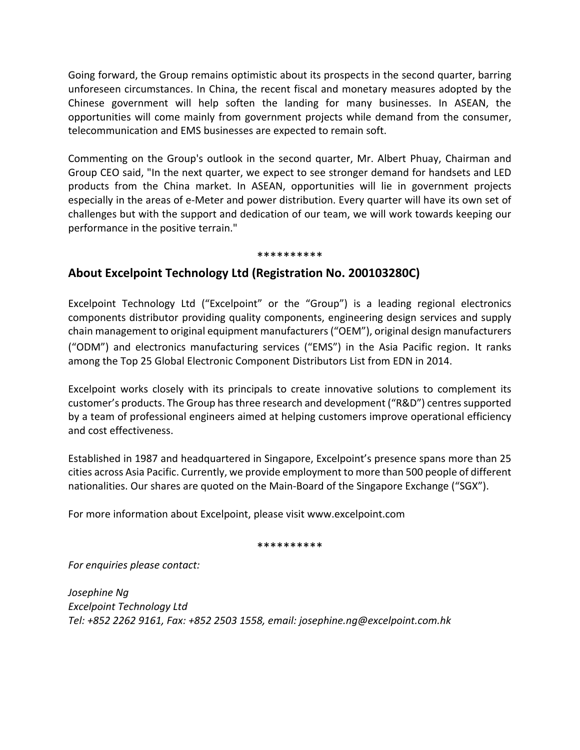Going forward, the Group remains optimistic about its prospects in the second quarter, barring unforeseen circumstances. In China, the recent fiscal and monetary measures adopted by the Chinese government will help soften the landing for many businesses. In ASEAN, the opportunities will come mainly from government projects while demand from the consumer, telecommunication and EMS businesses are expected to remain soft.

Commenting on the Group's outlook in the second quarter, Mr. Albert Phuay, Chairman and Group CEO said, "In the next quarter, we expect to see stronger demand for handsets and LED products from the China market. In ASEAN, opportunities will lie in government projects especially in the areas of e-Meter and power distribution. Every quarter will have its own set of challenges but with the support and dedication of our team, we will work towards keeping our performance in the positive terrain."

**********

## About Excelpoint Technology Ltd (Registration No. 200103280C)

Excelpoint Technology Ltd ("Excelpoint" or the "Group") is a leading regional electronics components distributor providing quality components, engineering design services and supply chain management to original equipment manufacturers ("OEM"), original design manufacturers ("ODM") and electronics manufacturing services ("EMS") in the Asia Pacific region. It ranks among the Top 25 Global Electronic Component Distributors List from EDN in 2014.

Excelpoint works closely with its principals to create innovative solutions to complement its customer's products. The Group has three research and development ("R&D") centres supported by a team of professional engineers aimed at helping customers improve operational efficiency and cost effectiveness.

Established in 1987 and headquartered in Singapore, Excelpoint's presence spans more than 25 cities across Asia Pacific. Currently, we provide employment to more than 500 people of different nationalities. Our shares are quoted on the Main-Board of the Singapore Exchange ("SGX").

For more information about Excelpoint, please visit www.excelpoint.com

**********

*For enquiries please contact:*

*Josephine Ng*
*Excelpoint Technology Ltd*
*Tel: +852 2262 9161, Fax: +852 2503 1558, email: josephine.ng@excelpoint.com.hk*